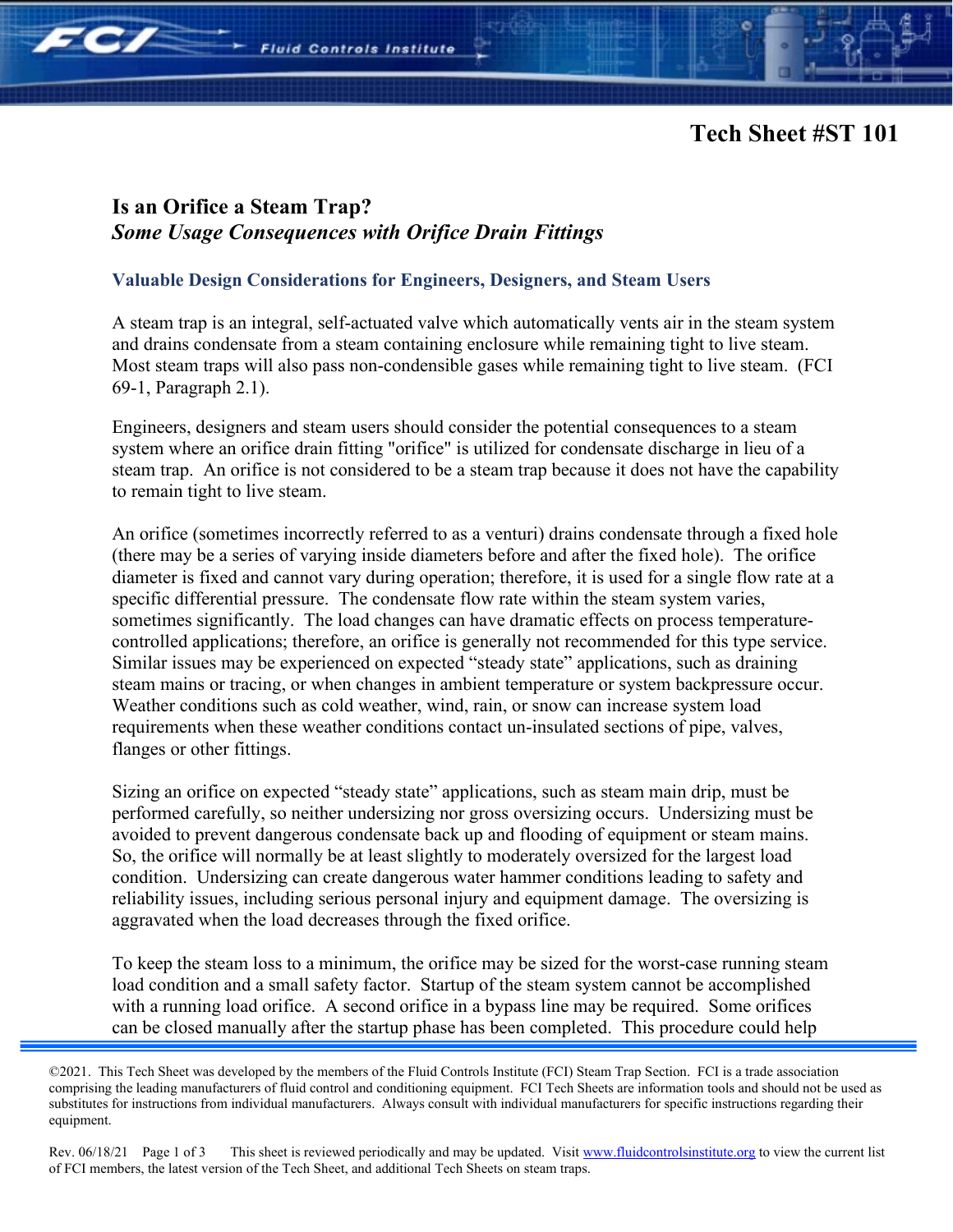# Tech Sheet #ST 101

## Is an Orifice a Steam Trap?

### *Some Usage Consequences with Orifice Drain Fittings*

**Valuable Design Considerations for Engineers, Designers, and Steam Users**

A steam trap is an integral, self-actuated valve which automatically vents air in the steam system and drains condensate from a steam containing enclosure while remaining tight to live steam. Most steam traps will also pass non-condensible gases while remaining tight to live steam. (FCI 69-1, Paragraph 2.1).

Engineers, designers and steam users should consider the potential consequences to a steam system where an orifice drain fitting "orifice" is utilized for condensate discharge in lieu of a steam trap. An orifice is not considered to be a steam trap because it does not have the capability to remain tight to live steam.

An orifice (sometimes incorrectly referred to as a venturi) drains condensate through a fixed hole (there may be a series of varying inside diameters before and after the fixed hole). The orifice diameter is fixed and cannot vary during operation; therefore, it is used for a single flow rate at a specific differential pressure. The condensate flow rate within the steam system varies, sometimes significantly. The load changes can have dramatic effects on process temperature-controlled applications; therefore, an orifice is generally not recommended for this type service. Similar issues may be experienced on expected "steady state" applications, such as draining steam mains or tracing, or when changes in ambient temperature or system backpressure occur. Weather conditions such as cold weather, wind, rain, or snow can increase system load requirements when these weather conditions contact un-insulated sections of pipe, valves, flanges or other fittings.

Sizing an orifice on expected "steady state" applications, such as steam main drip, must be performed carefully, so neither undersizing nor gross oversizing occurs. Undersizing must be avoided to prevent dangerous condensate back up and flooding of equipment or steam mains. So, the orifice will normally be at least slightly to moderately oversized for the largest load condition. Undersizing can create dangerous water hammer conditions leading to safety and reliability issues, including serious personal injury and equipment damage. The oversizing is aggravated when the load decreases through the fixed orifice.

To keep the steam loss to a minimum, the orifice may be sized for the worst-case running steam load condition and a small safety factor. Startup of the steam system cannot be accomplished with a running load orifice. A second orifice in a bypass line may be required. Some orifices can be closed manually after the startup phase has been completed. This procedure could help

©2021. This Tech Sheet was developed by the members of the Fluid Controls Institute (FCI) Steam Trap Section. FCI is a trade association comprising the leading manufacturers of fluid control and conditioning equipment. FCI Tech Sheets are information tools and should not be used as substitutes for instructions from individual manufacturers. Always consult with individual manufacturers for specific instructions regarding their equipment.

Rev. 06/18/21 This sheet is reviewed periodically and may be updated. Visit www.fluidcontrolsinstitute.org to view the current list of FCI members, the latest version of the Tech Sheet, and additional Tech Sheets on steam traps.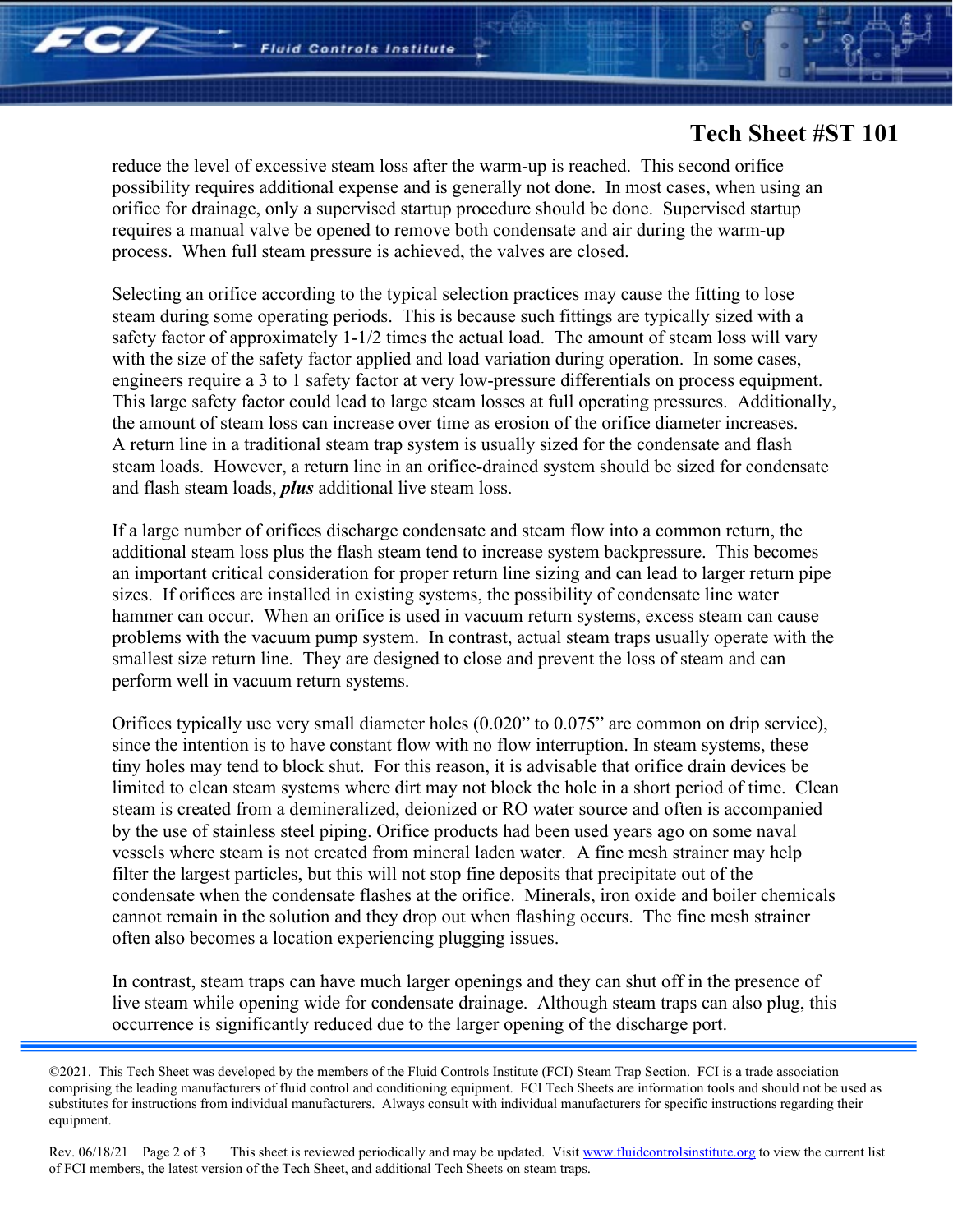reduce the level of excessive steam loss after the warm-up is reached. This second orifice possibility requires additional expense and is generally not done. In most cases, when using an orifice for drainage, only a supervised startup procedure should be done. Supervised startup requires a manual valve be opened to remove both condensate and air during the warm-up process. When full steam pressure is achieved, the valves are closed.

Selecting an orifice according to the typical selection practices may cause the fitting to lose steam during some operating periods. This is because such fittings are typically sized with a safety factor of approximately 1-1/2 times the actual load. The amount of steam loss will vary with the size of the safety factor applied and load variation during operation. In some cases, engineers require a 3 to 1 safety factor at very low-pressure differentials on process equipment. This large safety factor could lead to large steam losses at full operating pressures. Additionally, the amount of steam loss can increase over time as erosion of the orifice diameter increases. A return line in a traditional steam trap system is usually sized for the condensate and flash steam loads. However, a return line in an orifice-drained system should be sized for condensate and flash steam loads, ***plus*** additional live steam loss.

If a large number of orifices discharge condensate and steam flow into a common return, the additional steam loss plus the flash steam tend to increase system backpressure. This becomes an important critical consideration for proper return line sizing and can lead to larger return pipe sizes. If orifices are installed in existing systems, the possibility of condensate line water hammer can occur. When an orifice is used in vacuum return systems, excess steam can cause problems with the vacuum pump system. In contrast, actual steam traps usually operate with the smallest size return line. They are designed to close and prevent the loss of steam and can perform well in vacuum return systems.

Orifices typically use very small diameter holes (0.020" to 0.075" are common on drip service), since the intention is to have constant flow with no flow interruption. In steam systems, these tiny holes may tend to block shut. For this reason, it is advisable that orifice drain devices be limited to clean steam systems where dirt may not block the hole in a short period of time. Clean steam is created from a demineralized, deionized or RO water source and often is accompanied by the use of stainless steel piping. Orifice products had been used years ago on some naval vessels where steam is not created from mineral laden water. A fine mesh strainer may help filter the largest particles, but this will not stop fine deposits that precipitate out of the condensate when the condensate flashes at the orifice. Minerals, iron oxide and boiler chemicals cannot remain in the solution and they drop out when flashing occurs. The fine mesh strainer often also becomes a location experiencing plugging issues.

In contrast, steam traps can have much larger openings and they can shut off in the presence of live steam while opening wide for condensate drainage. Although steam traps can also plug, this occurrence is significantly reduced due to the larger opening of the discharge port.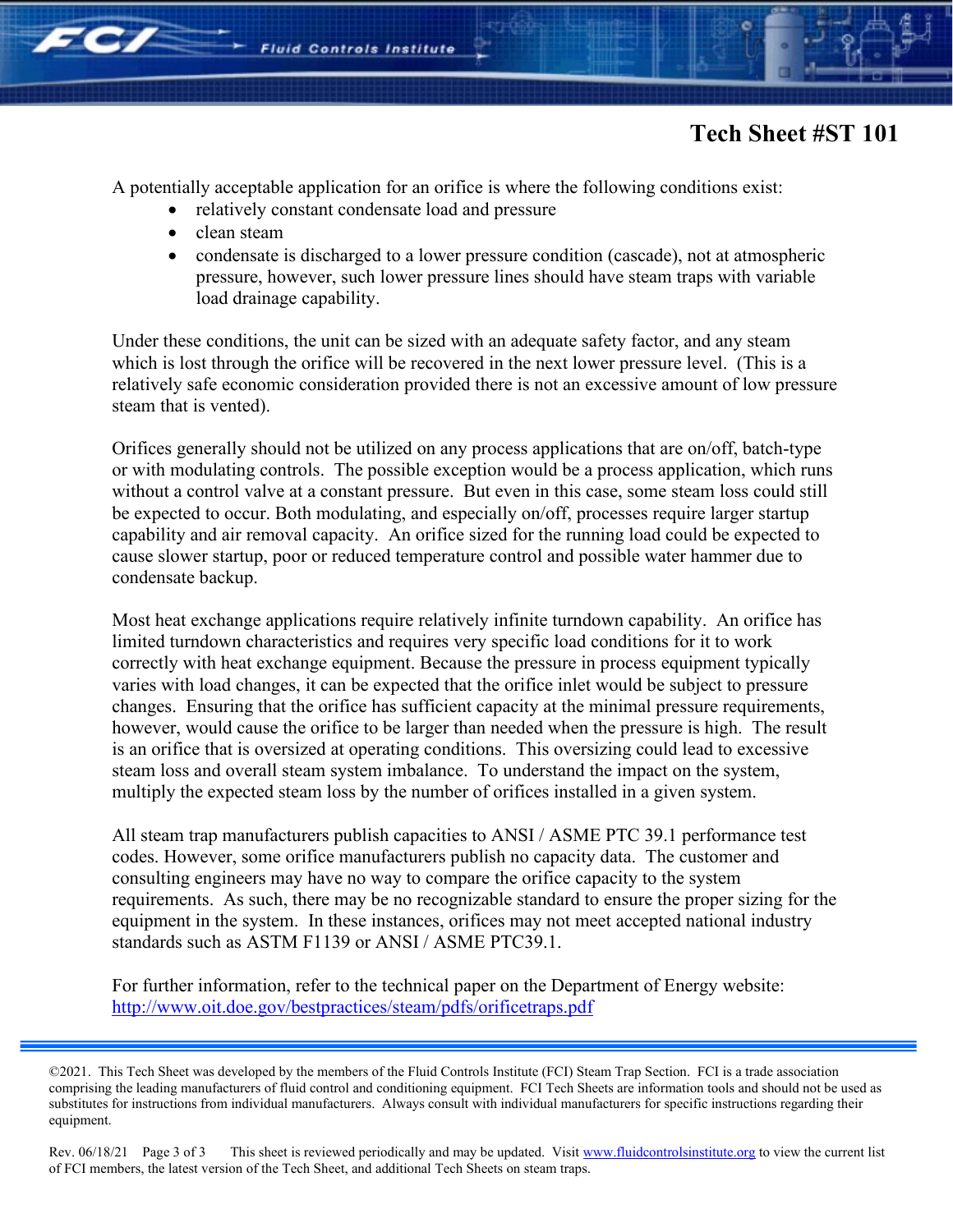A potentially acceptable application for an orifice is where the following conditions exist:

- relatively constant condensate load and pressure
- clean steam
- condensate is discharged to a lower pressure condition (cascade), not at atmospheric pressure, however, such lower pressure lines should have steam traps with variable load drainage capability.

Under these conditions, the unit can be sized with an adequate safety factor, and any steam which is lost through the orifice will be recovered in the next lower pressure level. (This is a relatively safe economic consideration provided there is not an excessive amount of low pressure steam that is vented).

Orifices generally should not be utilized on any process applications that are on/off, batch-type or with modulating controls. The possible exception would be a process application, which runs without a control valve at a constant pressure. But even in this case, some steam loss could still be expected to occur. Both modulating, and especially on/off, processes require larger startup capability and air removal capacity. An orifice sized for the running load could be expected to cause slower startup, poor or reduced temperature control and possible water hammer due to condensate backup.

Most heat exchange applications require relatively infinite turndown capability. An orifice has limited turndown characteristics and requires very specific load conditions for it to work correctly with heat exchange equipment. Because the pressure in process equipment typically varies with load changes, it can be expected that the orifice inlet would be subject to pressure changes. Ensuring that the orifice has sufficient capacity at the minimal pressure requirements, however, would cause the orifice to be larger than needed when the pressure is high. The result is an orifice that is oversized at operating conditions. This oversizing could lead to excessive steam loss and overall steam system imbalance. To understand the impact on the system, multiply the expected steam loss by the number of orifices installed in a given system.

All steam trap manufacturers publish capacities to ANSI / ASME PTC 39.1 performance test codes. However, some orifice manufacturers publish no capacity data. The customer and consulting engineers may have no way to compare the orifice capacity to the system requirements. As such, there may be no recognizable standard to ensure the proper sizing for the equipment in the system. In these instances, orifices may not meet accepted national industry standards such as ASTM F1139 or ANSI / ASME PTC39.1.

For further information, refer to the technical paper on the Department of Energy website:
http://www.oit.doe.gov/bestpractices/steam/pdfs/orificetraps.pdf

©2021. This Tech Sheet was developed by the members of the Fluid Controls Institute (FCI) Steam Trap Section. FCI is a trade association comprising the leading manufacturers of fluid control and conditioning equipment. FCI Tech Sheets are information tools and should not be used as substitutes for instructions from individual manufacturers. Always consult with individual manufacturers for specific instructions regarding their equipment.

Rev. 06/18/21 This sheet is reviewed periodically and may be updated. Visit www.fluidcontrolsinstitute.org to view the current list of FCI members, the latest version of the Tech Sheet, and additional Tech Sheets on steam traps.